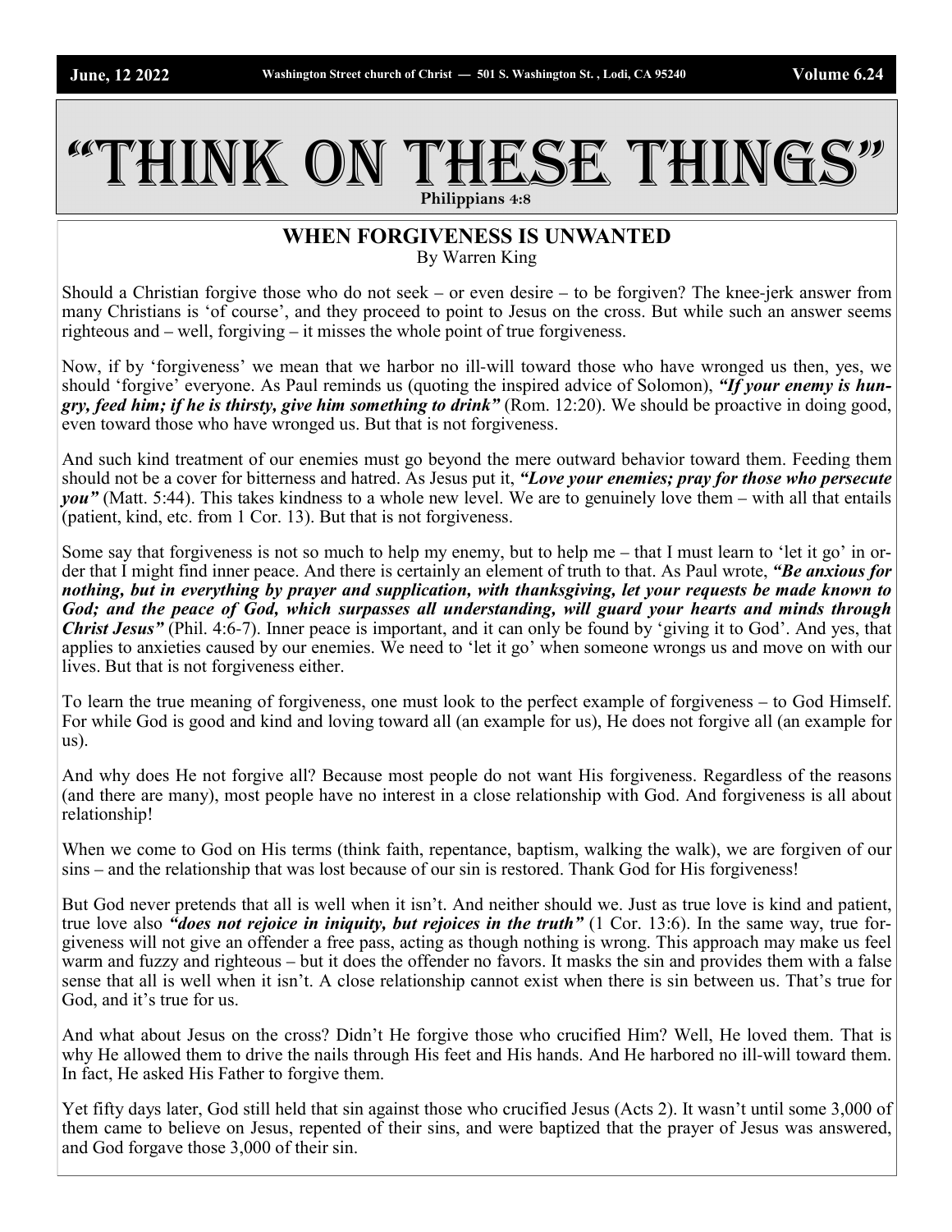# "Think On These Things"

Philippians 4:8

## WHEN FORGIVENESS IS UNWANTED

By Warren King

Should a Christian forgive those who do not seek – or even desire – to be forgiven? The knee-jerk answer from many Christians is 'of course', and they proceed to point to Jesus on the cross. But while such an answer seems righteous and – well, forgiving – it misses the whole point of true forgiveness.

Now, if by 'forgiveness' we mean that we harbor no ill-will toward those who have wronged us then, yes, we should 'forgive' everyone. As Paul reminds us (quoting the inspired advice of Solomon), ***"If your enemy is hungry, feed him; if he is thirsty, give him something to drink"*** (Rom. 12:20). We should be proactive in doing good, even toward those who have wronged us. But that is not forgiveness.

And such kind treatment of our enemies must go beyond the mere outward behavior toward them. Feeding them should not be a cover for bitterness and hatred. As Jesus put it, ***"Love your enemies; pray for those who persecute you"*** (Matt. 5:44). This takes kindness to a whole new level. We are to genuinely love them – with all that entails (patient, kind, etc. from 1 Cor. 13). But that is not forgiveness.

Some say that forgiveness is not so much to help my enemy, but to help me – that I must learn to 'let it go' in order that I might find inner peace. And there is certainly an element of truth to that. As Paul wrote, ***"Be anxious for nothing, but in everything by prayer and supplication, with thanksgiving, let your requests be made known to God; and the peace of God, which surpasses all understanding, will guard your hearts and minds through Christ Jesus"*** (Phil. 4:6-7). Inner peace is important, and it can only be found by 'giving it to God'. And yes, that applies to anxieties caused by our enemies. We need to 'let it go' when someone wrongs us and move on with our lives. But that is not forgiveness either.

To learn the true meaning of forgiveness, one must look to the perfect example of forgiveness – to God Himself. For while God is good and kind and loving toward all (an example for us), He does not forgive all (an example for us).

And why does He not forgive all? Because most people do not want His forgiveness. Regardless of the reasons (and there are many), most people have no interest in a close relationship with God. And forgiveness is all about relationship!

When we come to God on His terms (think faith, repentance, baptism, walking the walk), we are forgiven of our sins – and the relationship that was lost because of our sin is restored. Thank God for His forgiveness!

But God never pretends that all is well when it isn't. And neither should we. Just as true love is kind and patient, true love also ***"does not rejoice in iniquity, but rejoices in the truth"*** (1 Cor. 13:6). In the same way, true forgiveness will not give an offender a free pass, acting as though nothing is wrong. This approach may make us feel warm and fuzzy and righteous – but it does the offender no favors. It masks the sin and provides them with a false sense that all is well when it isn't. A close relationship cannot exist when there is sin between us. That's true for God, and it's true for us.

And what about Jesus on the cross? Didn't He forgive those who crucified Him? Well, He loved them. That is why He allowed them to drive the nails through His feet and His hands. And He harbored no ill-will toward them. In fact, He asked His Father to forgive them.

Yet fifty days later, God still held that sin against those who crucified Jesus (Acts 2). It wasn't until some 3,000 of them came to believe on Jesus, repented of their sins, and were baptized that the prayer of Jesus was answered, and God forgave those 3,000 of their sin.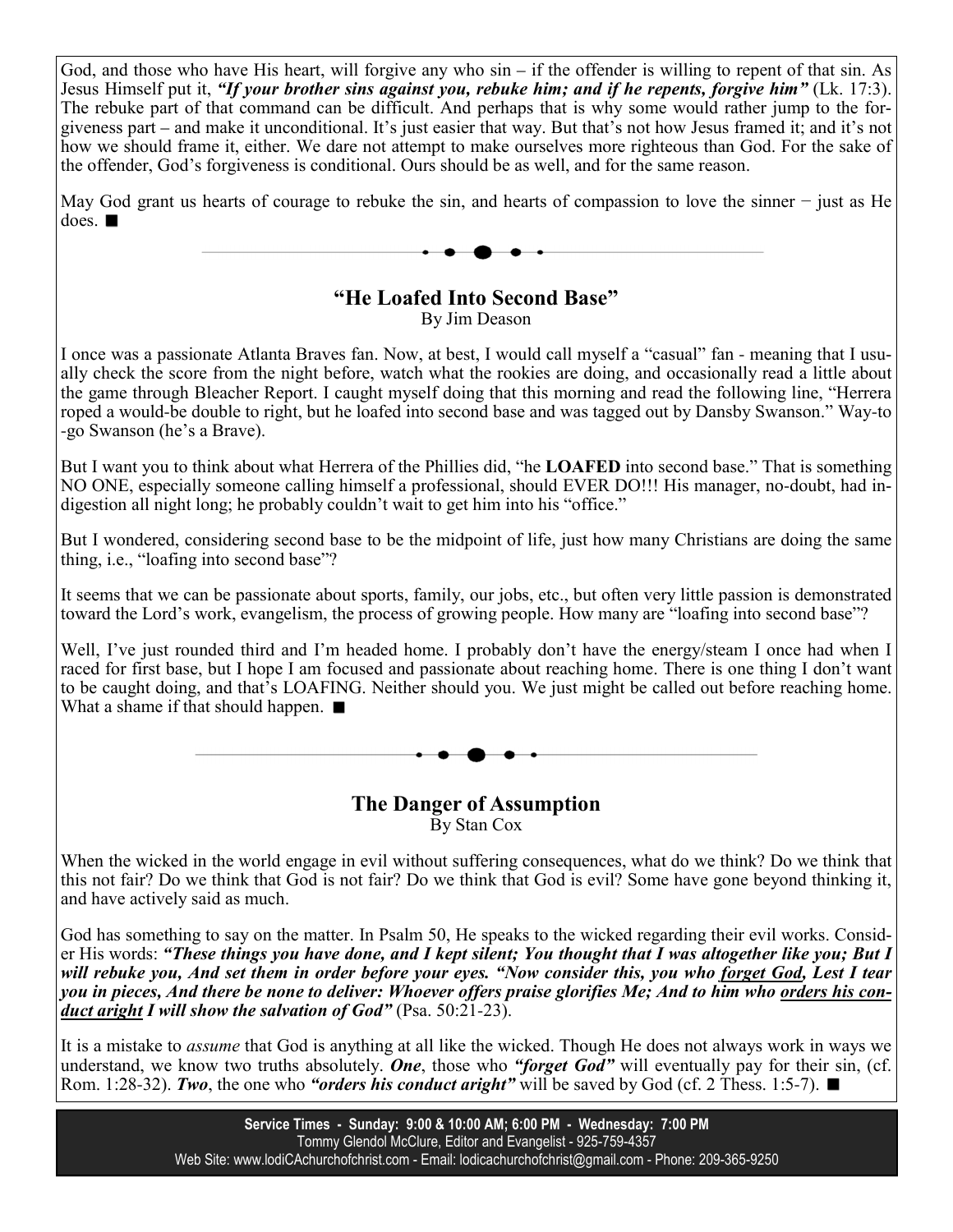God, and those who have His heart, will forgive any who sin – if the offender is willing to repent of that sin. As Jesus Himself put it, ***"If your brother sins against you, rebuke him; and if he repents, forgive him"*** (Lk. 17:3). The rebuke part of that command can be difficult. And perhaps that is why some would rather jump to the forgiveness part – and make it unconditional. It's just easier that way. But that's not how Jesus framed it; and it's not how we should frame it, either. We dare not attempt to make ourselves more righteous than God. For the sake of the offender, God's forgiveness is conditional. Ours should be as well, and for the same reason.

May God grant us hearts of courage to rebuke the sin, and hearts of compassion to love the sinner − just as He does. ■

## "He Loafed Into Second Base"

By Jim Deason

I once was a passionate Atlanta Braves fan. Now, at best, I would call myself a "casual" fan - meaning that I usually check the score from the night before, watch what the rookies are doing, and occasionally read a little about the game through Bleacher Report. I caught myself doing that this morning and read the following line, "Herrera roped a would-be double to right, but he loafed into second base and was tagged out by Dansby Swanson." Way-to-go Swanson (he's a Brave).

But I want you to think about what Herrera of the Phillies did, "he **LOAFED** into second base." That is something NO ONE, especially someone calling himself a professional, should EVER DO!!! His manager, no-doubt, had indigestion all night long; he probably couldn't wait to get him into his "office."

But I wondered, considering second base to be the midpoint of life, just how many Christians are doing the same thing, i.e., "loafing into second base"?

It seems that we can be passionate about sports, family, our jobs, etc., but often very little passion is demonstrated toward the Lord's work, evangelism, the process of growing people. How many are "loafing into second base"?

Well, I've just rounded third and I'm headed home. I probably don't have the energy/steam I once had when I raced for first base, but I hope I am focused and passionate about reaching home. There is one thing I don't want to be caught doing, and that's LOAFING. Neither should you. We just might be called out before reaching home. What a shame if that should happen. ■

## The Danger of Assumption

By Stan Cox

When the wicked in the world engage in evil without suffering consequences, what do we think? Do we think that this not fair? Do we think that God is not fair? Do we think that God is evil? Some have gone beyond thinking it, and have actively said as much.

God has something to say on the matter. In Psalm 50, He speaks to the wicked regarding their evil works. Consider His words: ***"These things you have done, and I kept silent; You thought that I was altogether like you; But I will rebuke you, And set them in order before your eyes. "Now consider this, you who <u>forget God</u>, Lest I tear you in pieces, And there be none to deliver: Whoever offers praise glorifies Me; And to him who <u>orders his conduct aright</u> I will show the salvation of God"*** (Psa. 50:21-23).

It is a mistake to *assume* that God is anything at all like the wicked. Though He does not always work in ways we understand, we know two truths absolutely. ***One***, those who ***"forget God"*** will eventually pay for their sin, (cf. Rom. 1:28-32). ***Two***, the one who ***"orders his conduct aright"*** will be saved by God (cf. 2 Thess. 1:5-7). ■

**Service Times - Sunday: 9:00 & 10:00 AM; 6:00 PM - Wednesday: 7:00 PM**
Tommy Glendol McClure, Editor and Evangelist - 925-759-4357
Web Site: www.lodiCAchurchofchrist.com - Email: lodicachurchofchrist@gmail.com - Phone: 209-365-9250